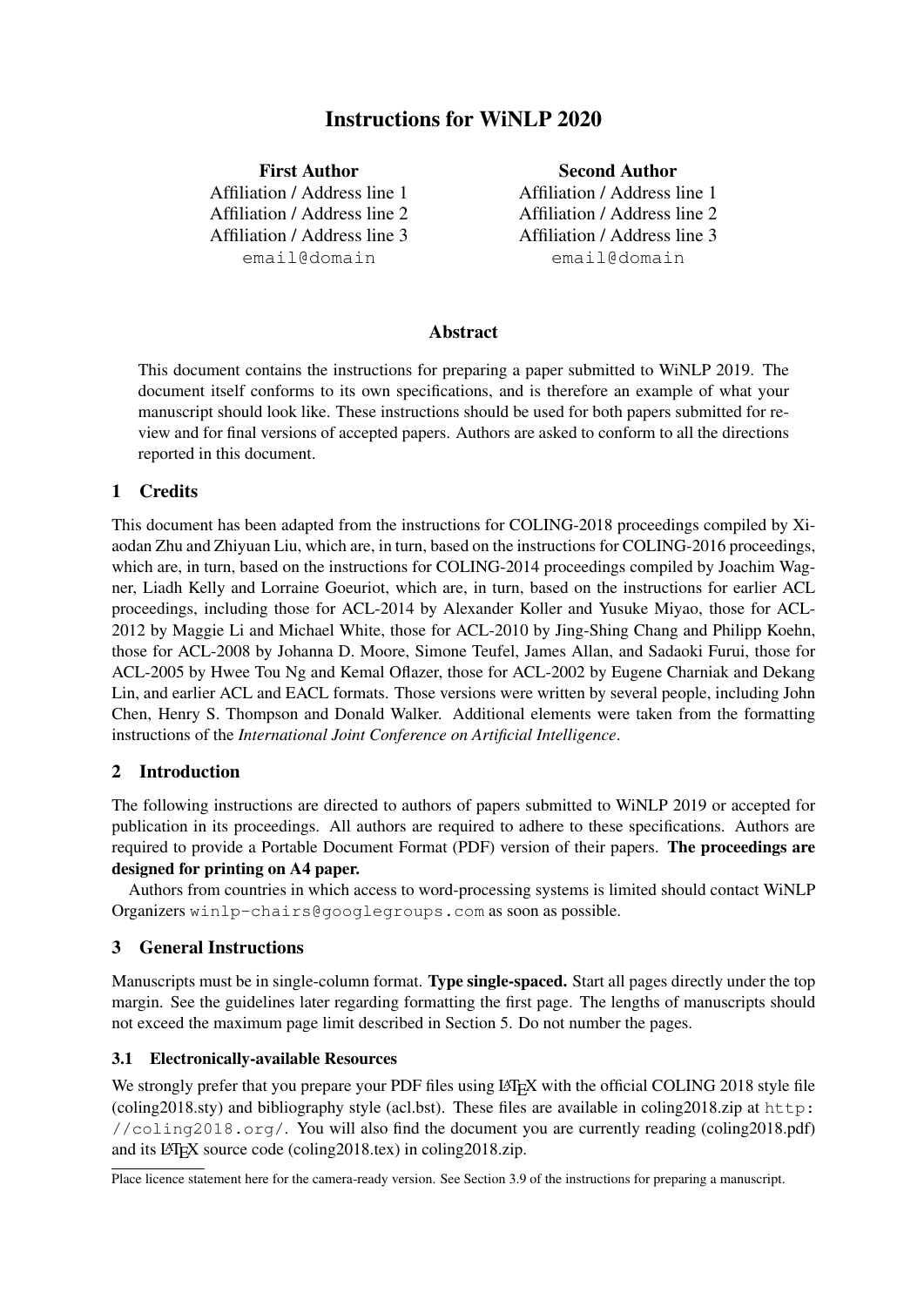# Instructions for WiNLP 2020

**First Author**
Affiliation / Address line 1
Affiliation / Address line 2
Affiliation / Address line 3
email@domain

**Second Author**
Affiliation / Address line 1
Affiliation / Address line 2
Affiliation / Address line 3
email@domain

## Abstract

This document contains the instructions for preparing a paper submitted to WiNLP 2019. The document itself conforms to its own specifications, and is therefore an example of what your manuscript should look like. These instructions should be used for both papers submitted for review and for final versions of accepted papers. Authors are asked to conform to all the directions reported in this document.

## 1 Credits

This document has been adapted from the instructions for COLING-2018 proceedings compiled by Xiaodan Zhu and Zhiyuan Liu, which are, in turn, based on the instructions for COLING-2016 proceedings, which are, in turn, based on the instructions for COLING-2014 proceedings compiled by Joachim Wagner, Liadh Kelly and Lorraine Goeuriot, which are, in turn, based on the instructions for earlier ACL proceedings, including those for ACL-2014 by Alexander Koller and Yusuke Miyao, those for ACL-2012 by Maggie Li and Michael White, those for ACL-2010 by Jing-Shing Chang and Philipp Koehn, those for ACL-2008 by Johanna D. Moore, Simone Teufel, James Allan, and Sadaoki Furui, those for ACL-2005 by Hwee Tou Ng and Kemal Oflazer, those for ACL-2002 by Eugene Charniak and Dekang Lin, and earlier ACL and EACL formats. Those versions were written by several people, including John Chen, Henry S. Thompson and Donald Walker. Additional elements were taken from the formatting instructions of the *International Joint Conference on Artificial Intelligence*.

## 2 Introduction

The following instructions are directed to authors of papers submitted to WiNLP 2019 or accepted for publication in its proceedings. All authors are required to adhere to these specifications. Authors are required to provide a Portable Document Format (PDF) version of their papers. **The proceedings are designed for printing on A4 paper.**

Authors from countries in which access to word-processing systems is limited should contact WiNLP Organizers winlp-chairs@googlegroups.com as soon as possible.

## 3 General Instructions

Manuscripts must be in single-column format. **Type single-spaced.** Start all pages directly under the top margin. See the guidelines later regarding formatting the first page. The lengths of manuscripts should not exceed the maximum page limit described in Section 5. Do not number the pages.

### 3.1 Electronically-available Resources

We strongly prefer that you prepare your PDF files using LaTeX with the official COLING 2018 style file (coling2018.sty) and bibliography style (acl.bst). These files are available in coling2018.zip at http://coling2018.org/. You will also find the document you are currently reading (coling2018.pdf) and its LaTeX source code (coling2018.tex) in coling2018.zip.

Place licence statement here for the camera-ready version. See Section 3.9 of the instructions for preparing a manuscript.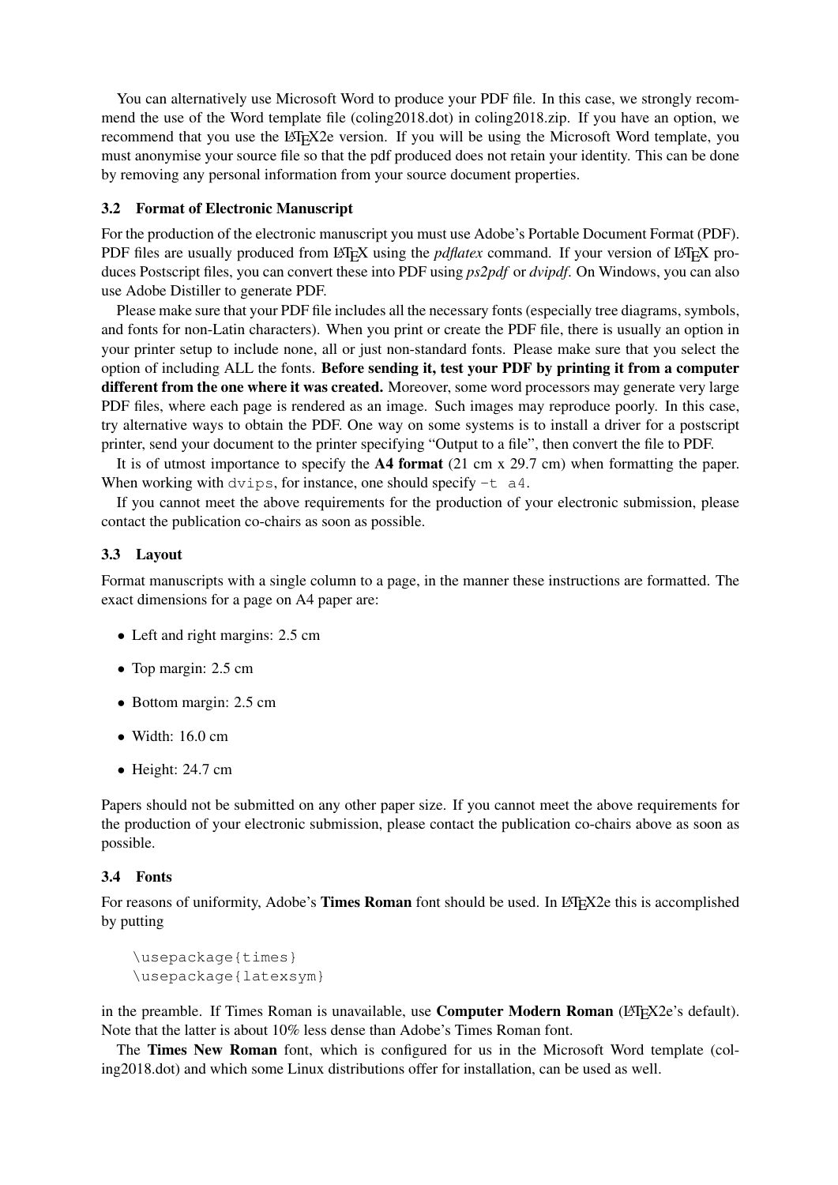You can alternatively use Microsoft Word to produce your PDF file. In this case, we strongly recommend the use of the Word template file (coling2018.dot) in coling2018.zip. If you have an option, we recommend that you use the LaTeX2e version. If you will be using the Microsoft Word template, you must anonymise your source file so that the pdf produced does not retain your identity. This can be done by removing any personal information from your source document properties.

### 3.2 Format of Electronic Manuscript

For the production of the electronic manuscript you must use Adobe's Portable Document Format (PDF). PDF files are usually produced from LaTeX using the *pdflatex* command. If your version of LaTeX produces Postscript files, you can convert these into PDF using *ps2pdf* or *dvipdf*. On Windows, you can also use Adobe Distiller to generate PDF.

Please make sure that your PDF file includes all the necessary fonts (especially tree diagrams, symbols, and fonts for non-Latin characters). When you print or create the PDF file, there is usually an option in your printer setup to include none, all or just non-standard fonts. Please make sure that you select the option of including ALL the fonts. **Before sending it, test your PDF by printing it from a computer different from the one where it was created.** Moreover, some word processors may generate very large PDF files, where each page is rendered as an image. Such images may reproduce poorly. In this case, try alternative ways to obtain the PDF. One way on some systems is to install a driver for a postscript printer, send your document to the printer specifying "Output to a file", then convert the file to PDF.

It is of utmost importance to specify the **A4 format** (21 cm x 29.7 cm) when formatting the paper. When working with `dvips`, for instance, one should specify `-t a4`.

If you cannot meet the above requirements for the production of your electronic submission, please contact the publication co-chairs as soon as possible.

### 3.3 Layout

Format manuscripts with a single column to a page, in the manner these instructions are formatted. The exact dimensions for a page on A4 paper are:

- Left and right margins: 2.5 cm
- Top margin: 2.5 cm
- Bottom margin: 2.5 cm
- Width: 16.0 cm
- Height: 24.7 cm

Papers should not be submitted on any other paper size. If you cannot meet the above requirements for the production of your electronic submission, please contact the publication co-chairs above as soon as possible.

### 3.4 Fonts

For reasons of uniformity, Adobe's **Times Roman** font should be used. In LaTeX2e this is accomplished by putting

```
\usepackage{times}
\usepackage{latexsym}
```

in the preamble. If Times Roman is unavailable, use **Computer Modern Roman** (LaTeX2e's default). Note that the latter is about 10% less dense than Adobe's Times Roman font.

The **Times New Roman** font, which is configured for us in the Microsoft Word template (coling2018.dot) and which some Linux distributions offer for installation, can be used as well.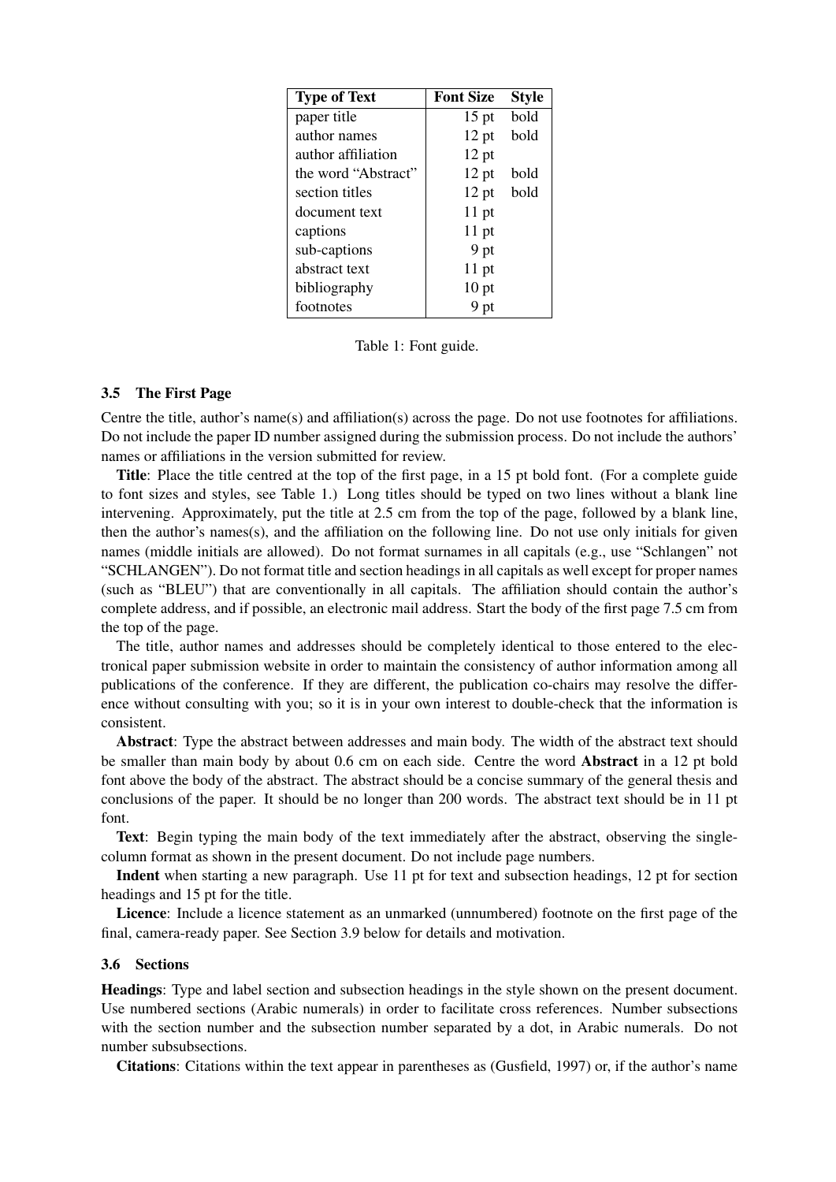| Type of Text | Font Size | Style |
|---|---|---|
| paper title | 15 pt | bold |
| author names | 12 pt | bold |
| author affiliation | 12 pt | |
| the word "Abstract" | 12 pt | bold |
| section titles | 12 pt | bold |
| document text | 11 pt | |
| captions | 11 pt | |
| sub-captions | 9 pt | |
| abstract text | 11 pt | |
| bibliography | 10 pt | |
| footnotes | 9 pt | |

Table 1: Font guide.

### 3.5 The First Page

Centre the title, author's name(s) and affiliation(s) across the page. Do not use footnotes for affiliations. Do not include the paper ID number assigned during the submission process. Do not include the authors' names or affiliations in the version submitted for review.

**Title**: Place the title centred at the top of the first page, in a 15 pt bold font. (For a complete guide to font sizes and styles, see Table 1.) Long titles should be typed on two lines without a blank line intervening. Approximately, put the title at 2.5 cm from the top of the page, followed by a blank line, then the author's names(s), and the affiliation on the following line. Do not use only initials for given names (middle initials are allowed). Do not format surnames in all capitals (e.g., use "Schlangen" not "SCHLANGEN"). Do not format title and section headings in all capitals as well except for proper names (such as "BLEU") that are conventionally in all capitals. The affiliation should contain the author's complete address, and if possible, an electronic mail address. Start the body of the first page 7.5 cm from the top of the page.

The title, author names and addresses should be completely identical to those entered to the electronical paper submission website in order to maintain the consistency of author information among all publications of the conference. If they are different, the publication co-chairs may resolve the difference without consulting with you; so it is in your own interest to double-check that the information is consistent.

**Abstract**: Type the abstract between addresses and main body. The width of the abstract text should be smaller than main body by about 0.6 cm on each side. Centre the word **Abstract** in a 12 pt bold font above the body of the abstract. The abstract should be a concise summary of the general thesis and conclusions of the paper. It should be no longer than 200 words. The abstract text should be in 11 pt font.

**Text**: Begin typing the main body of the text immediately after the abstract, observing the single-column format as shown in the present document. Do not include page numbers.

**Indent** when starting a new paragraph. Use 11 pt for text and subsection headings, 12 pt for section headings and 15 pt for the title.

**Licence**: Include a licence statement as an unmarked (unnumbered) footnote on the first page of the final, camera-ready paper. See Section 3.9 below for details and motivation.

### 3.6 Sections

**Headings**: Type and label section and subsection headings in the style shown on the present document. Use numbered sections (Arabic numerals) in order to facilitate cross references. Number subsections with the section number and the subsection number separated by a dot, in Arabic numerals. Do not number subsubsections.

**Citations**: Citations within the text appear in parentheses as (Gusfield, 1997) or, if the author's name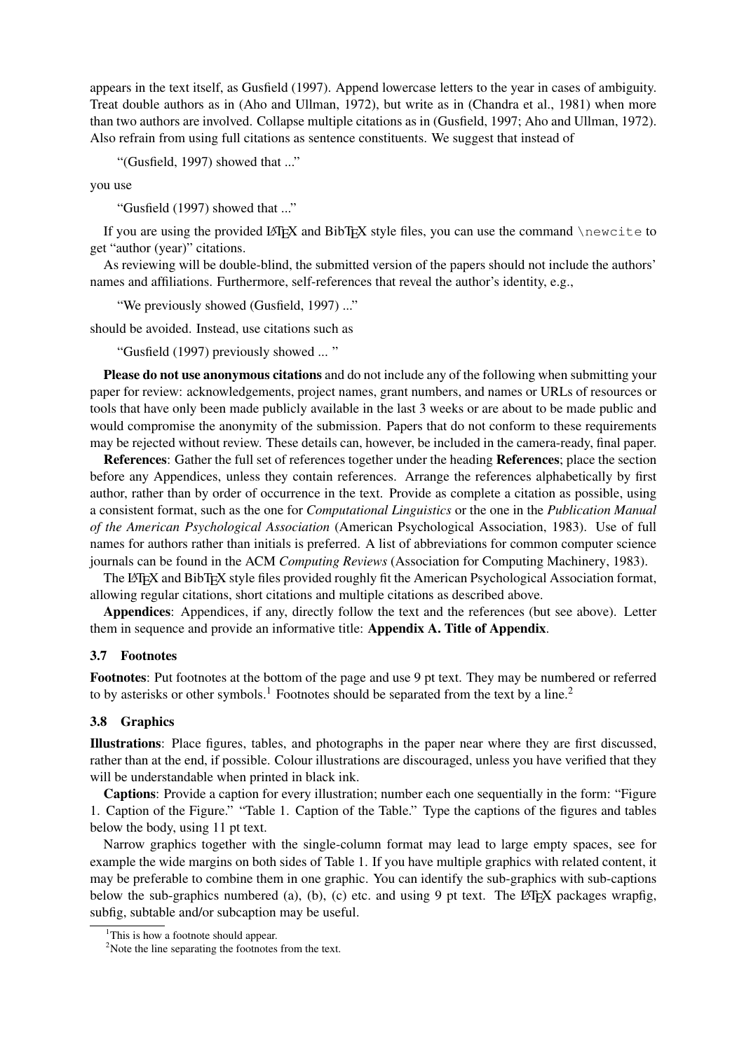appears in the text itself, as Gusfield (1997). Append lowercase letters to the year in cases of ambiguity. Treat double authors as in (Aho and Ullman, 1972), but write as in (Chandra et al., 1981) when more than two authors are involved. Collapse multiple citations as in (Gusfield, 1997; Aho and Ullman, 1972). Also refrain from using full citations as sentence constituents. We suggest that instead of

> "(Gusfield, 1997) showed that ..."

you use

> "Gusfield (1997) showed that ..."

If you are using the provided LaTeX and BibTeX style files, you can use the command `\newcite` to get "author (year)" citations.

As reviewing will be double-blind, the submitted version of the papers should not include the authors' names and affiliations. Furthermore, self-references that reveal the author's identity, e.g.,

> "We previously showed (Gusfield, 1997) ..."

should be avoided. Instead, use citations such as

> "Gusfield (1997) previously showed ... "

**Please do not use anonymous citations** and do not include any of the following when submitting your paper for review: acknowledgements, project names, grant numbers, and names or URLs of resources or tools that have only been made publicly available in the last 3 weeks or are about to be made public and would compromise the anonymity of the submission. Papers that do not conform to these requirements may be rejected without review. These details can, however, be included in the camera-ready, final paper.

**References**: Gather the full set of references together under the heading **References**; place the section before any Appendices, unless they contain references. Arrange the references alphabetically by first author, rather than by order of occurrence in the text. Provide as complete a citation as possible, using a consistent format, such as the one for *Computational Linguistics* or the one in the *Publication Manual of the American Psychological Association* (American Psychological Association, 1983). Use of full names for authors rather than initials is preferred. A list of abbreviations for common computer science journals can be found in the ACM *Computing Reviews* (Association for Computing Machinery, 1983).

The LaTeX and BibTeX style files provided roughly fit the American Psychological Association format, allowing regular citations, short citations and multiple citations as described above.

**Appendices**: Appendices, if any, directly follow the text and the references (but see above). Letter them in sequence and provide an informative title: **Appendix A. Title of Appendix**.

### 3.7 Footnotes

**Footnotes**: Put footnotes at the bottom of the page and use 9 pt text. They may be numbered or referred to by asterisks or other symbols.[1] Footnotes should be separated from the text by a line.[2]

### 3.8 Graphics

**Illustrations**: Place figures, tables, and photographs in the paper near where they are first discussed, rather than at the end, if possible. Colour illustrations are discouraged, unless you have verified that they will be understandable when printed in black ink.

**Captions**: Provide a caption for every illustration; number each one sequentially in the form: "Figure 1. Caption of the Figure." "Table 1. Caption of the Table." Type the captions of the figures and tables below the body, using 11 pt text.

Narrow graphics together with the single-column format may lead to large empty spaces, see for example the wide margins on both sides of Table 1. If you have multiple graphics with related content, it may be preferable to combine them in one graphic. You can identify the sub-graphics with sub-captions below the sub-graphics numbered (a), (b), (c) etc. and using 9 pt text. The LaTeX packages wrapfig, subfig, subtable and/or subcaption may be useful.

---

[1] This is how a footnote should appear.

[2] Note the line separating the footnotes from the text.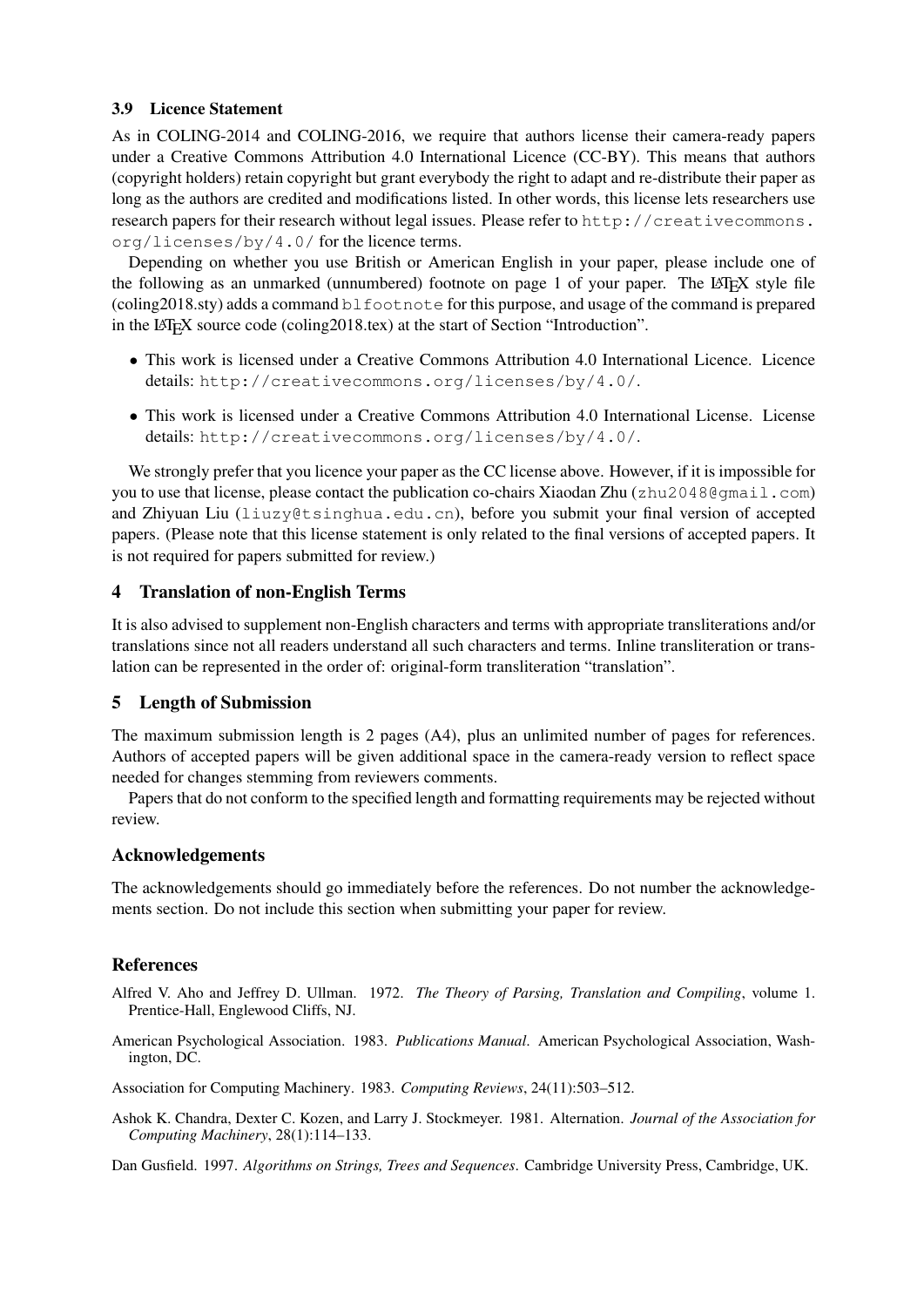### 3.9 Licence Statement

As in COLING-2014 and COLING-2016, we require that authors license their camera-ready papers under a Creative Commons Attribution 4.0 International Licence (CC-BY). This means that authors (copyright holders) retain copyright but grant everybody the right to adapt and re-distribute their paper as long as the authors are credited and modifications listed. In other words, this license lets researchers use research papers for their research without legal issues. Please refer to `http://creativecommons.org/licenses/by/4.0/` for the licence terms.

Depending on whether you use British or American English in your paper, please include one of the following as an unmarked (unnumbered) footnote on page 1 of your paper. The LaTeX style file (coling2018.sty) adds a command `blfootnote` for this purpose, and usage of the command is prepared in the LaTeX source code (coling2018.tex) at the start of Section "Introduction".

- This work is licensed under a Creative Commons Attribution 4.0 International Licence. Licence details: `http://creativecommons.org/licenses/by/4.0/`.
- This work is licensed under a Creative Commons Attribution 4.0 International License. License details: `http://creativecommons.org/licenses/by/4.0/`.

We strongly prefer that you licence your paper as the CC license above. However, if it is impossible for you to use that license, please contact the publication co-chairs Xiaodan Zhu (`zhu2048@gmail.com`) and Zhiyuan Liu (`liuzy@tsinghua.edu.cn`), before you submit your final version of accepted papers. (Please note that this license statement is only related to the final versions of accepted papers. It is not required for papers submitted for review.)

## 4 Translation of non-English Terms

It is also advised to supplement non-English characters and terms with appropriate transliterations and/or translations since not all readers understand all such characters and terms. Inline transliteration or translation can be represented in the order of: original-form transliteration "translation".

## 5 Length of Submission

The maximum submission length is 2 pages (A4), plus an unlimited number of pages for references. Authors of accepted papers will be given additional space in the camera-ready version to reflect space needed for changes stemming from reviewers comments.

Papers that do not conform to the specified length and formatting requirements may be rejected without review.

## Acknowledgements

The acknowledgements should go immediately before the references. Do not number the acknowledgements section. Do not include this section when submitting your paper for review.

## References

Alfred V. Aho and Jeffrey D. Ullman. 1972. *The Theory of Parsing, Translation and Compiling*, volume 1. Prentice-Hall, Englewood Cliffs, NJ.

American Psychological Association. 1983. *Publications Manual*. American Psychological Association, Washington, DC.

Association for Computing Machinery. 1983. *Computing Reviews*, 24(11):503–512.

Ashok K. Chandra, Dexter C. Kozen, and Larry J. Stockmeyer. 1981. Alternation. *Journal of the Association for Computing Machinery*, 28(1):114–133.

Dan Gusfield. 1997. *Algorithms on Strings, Trees and Sequences*. Cambridge University Press, Cambridge, UK.